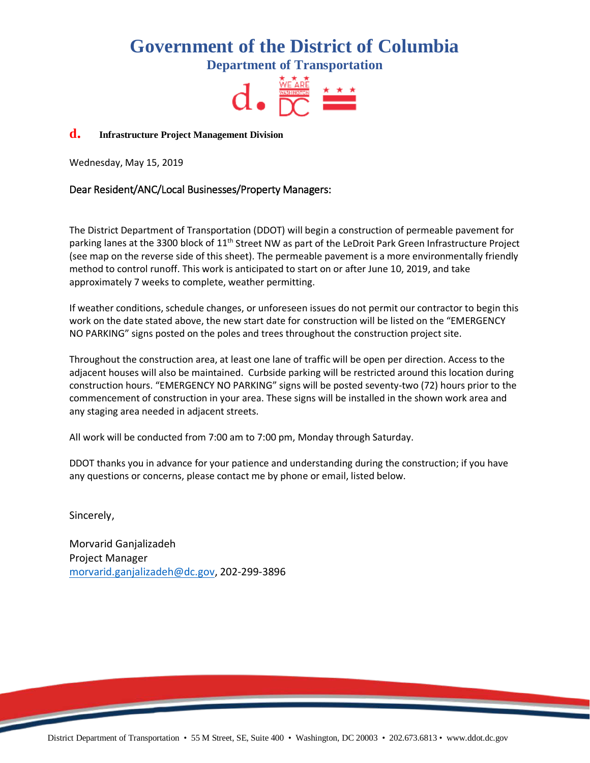# Government of the District of Columbia

## Department of Transportation

**d. Infrastructure Project Management Division**

Wednesday, May 15, 2019

Dear Resident/ANC/Local Businesses/Property Managers:

The District Department of Transportation (DDOT) will begin a construction of permeable pavement for parking lanes at the 3300 block of 11th Street NW as part of the LeDroit Park Green Infrastructure Project (see map on the reverse side of this sheet). The permeable pavement is a more environmentally friendly method to control runoff. This work is anticipated to start on or after June 10, 2019, and take approximately 7 weeks to complete, weather permitting.

If weather conditions, schedule changes, or unforeseen issues do not permit our contractor to begin this work on the date stated above, the new start date for construction will be listed on the "EMERGENCY NO PARKING" signs posted on the poles and trees throughout the construction project site.

Throughout the construction area, at least one lane of traffic will be open per direction. Access to the adjacent houses will also be maintained. Curbside parking will be restricted around this location during construction hours. "EMERGENCY NO PARKING" signs will be posted seventy-two (72) hours prior to the commencement of construction in your area. These signs will be installed in the shown work area and any staging area needed in adjacent streets.

All work will be conducted from 7:00 am to 7:00 pm, Monday through Saturday.

DDOT thanks you in advance for your patience and understanding during the construction; if you have any questions or concerns, please contact me by phone or email, listed below.

Sincerely,

Morvarid Ganjalizadeh
Project Manager
morvarid.ganjalizadeh@dc.gov, 202-299-3896

District Department of Transportation • 55 M Street, SE, Suite 400 • Washington, DC 20003 • 202.673.6813 • www.ddot.dc.gov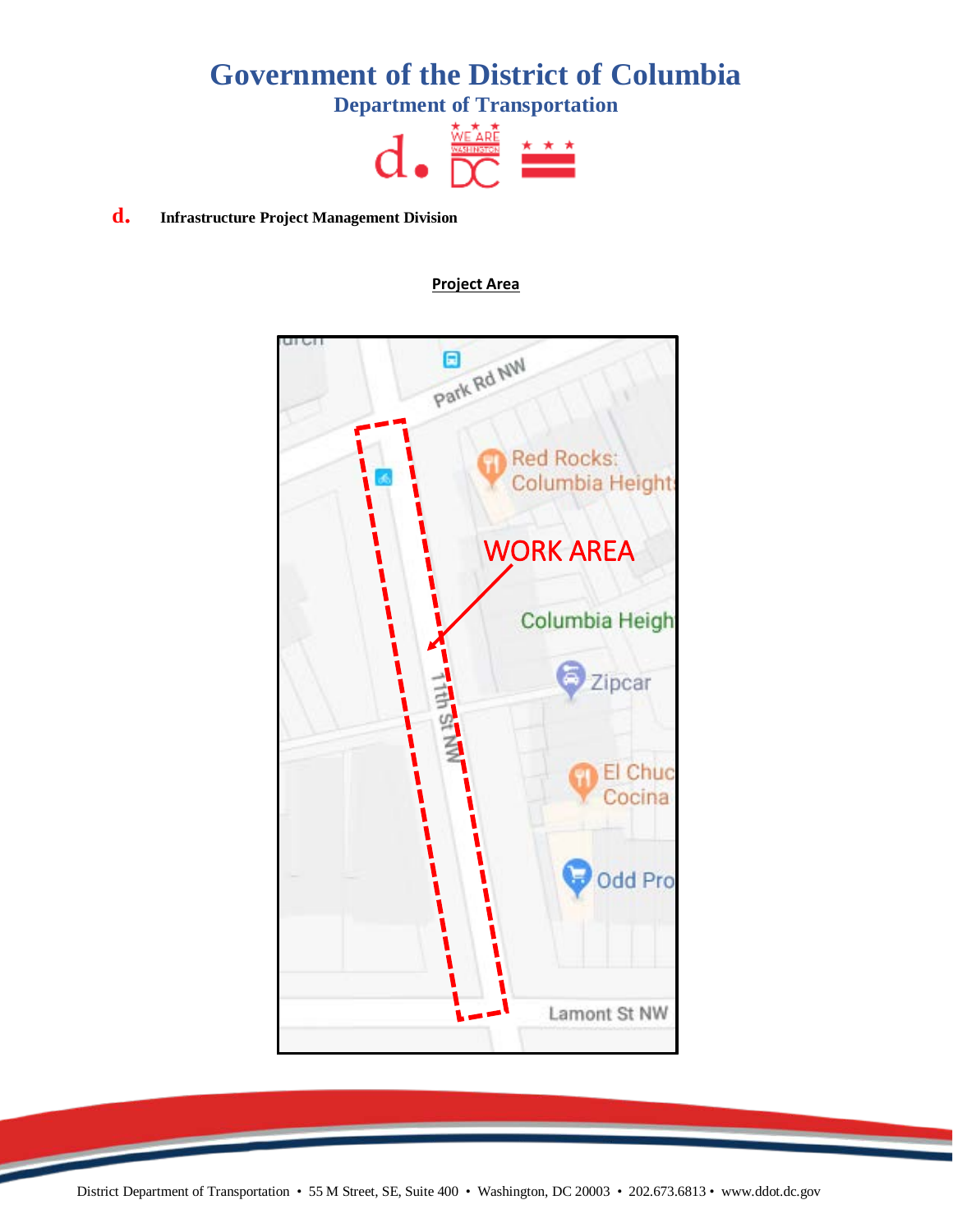# Government of the District of Columbia

## Department of Transportation

**d.** **Infrastructure Project Management Division**

**Project Area**

WORK AREA

Park Rd NW

11th St NW

Lamont St NW

Red Rocks: Columbia Heights

Columbia Heigh

Zipcar

El Chuc Cocina

Odd Pro

District Department of Transportation • 55 M Street, SE, Suite 400 • Washington, DC 20003 • 202.673.6813 • www.ddot.dc.gov